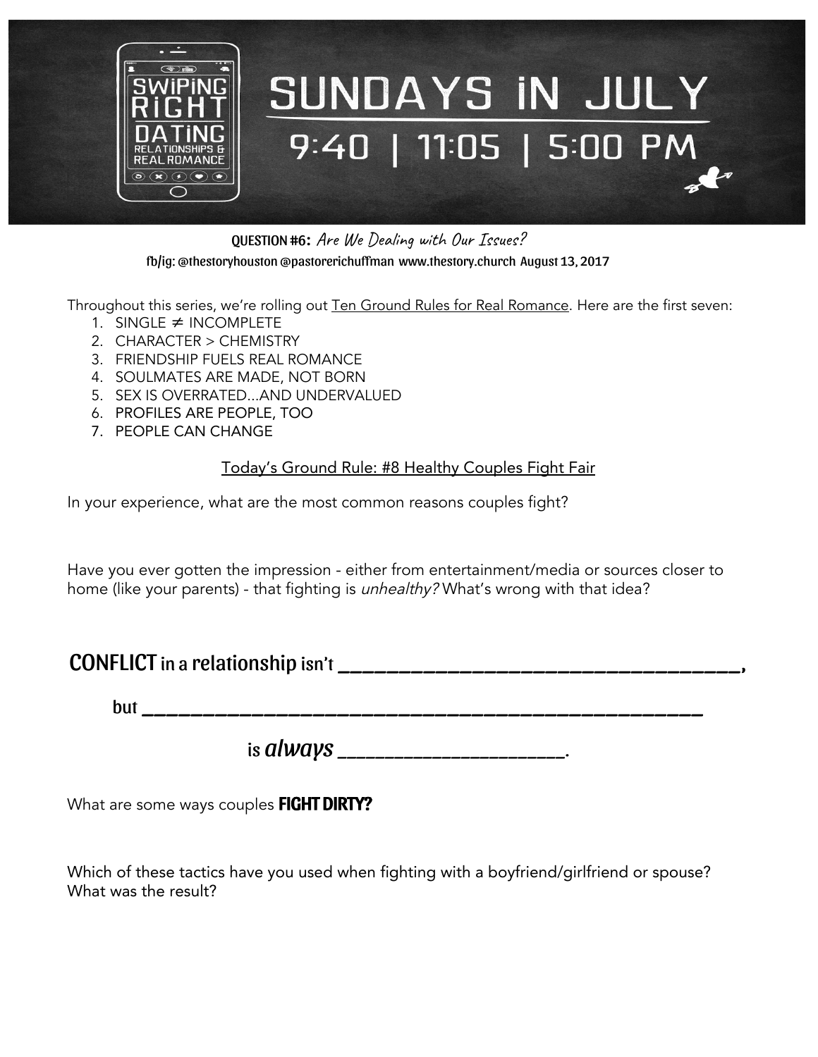# SWIPING RIGHT

DATING RELATIONSHIPS & REAL ROMANCE

## SUNDAYS IN JULY

9:40 | 11:05 | 5:00 PM

**QUESTION #6:** *Are We Dealing with Our Issues?*

fb/ig: @thestoryhouston @pastorerichuffman www.thestory.church August 13, 2017

Throughout this series, we're rolling out Ten Ground Rules for Real Romance. Here are the first seven:

1. SINGLE $\neq$ INCOMPLETE
2. CHARACTER > CHEMISTRY
3. FRIENDSHIP FUELS REAL ROMANCE
4. SOULMATES ARE MADE, NOT BORN
5. SEX IS OVERRATED...AND UNDERVALUED
6. PROFILES ARE PEOPLE, TOO
7. PEOPLE CAN CHANGE

Today's Ground Rule: #8 Healthy Couples Fight Fair

In your experience, what are the most common reasons couples fight?

Have you ever gotten the impression - either from entertainment/media or sources closer to home (like your parents) - that fighting is *unhealthy?* What's wrong with that idea?

**CONFLICT** in a relationship isn't ________________________________,

but ________________________________________________

is *always* ______________________.

What are some ways couples **FIGHT DIRTY?**

Which of these tactics have you used when fighting with a boyfriend/girlfriend or spouse? What was the result?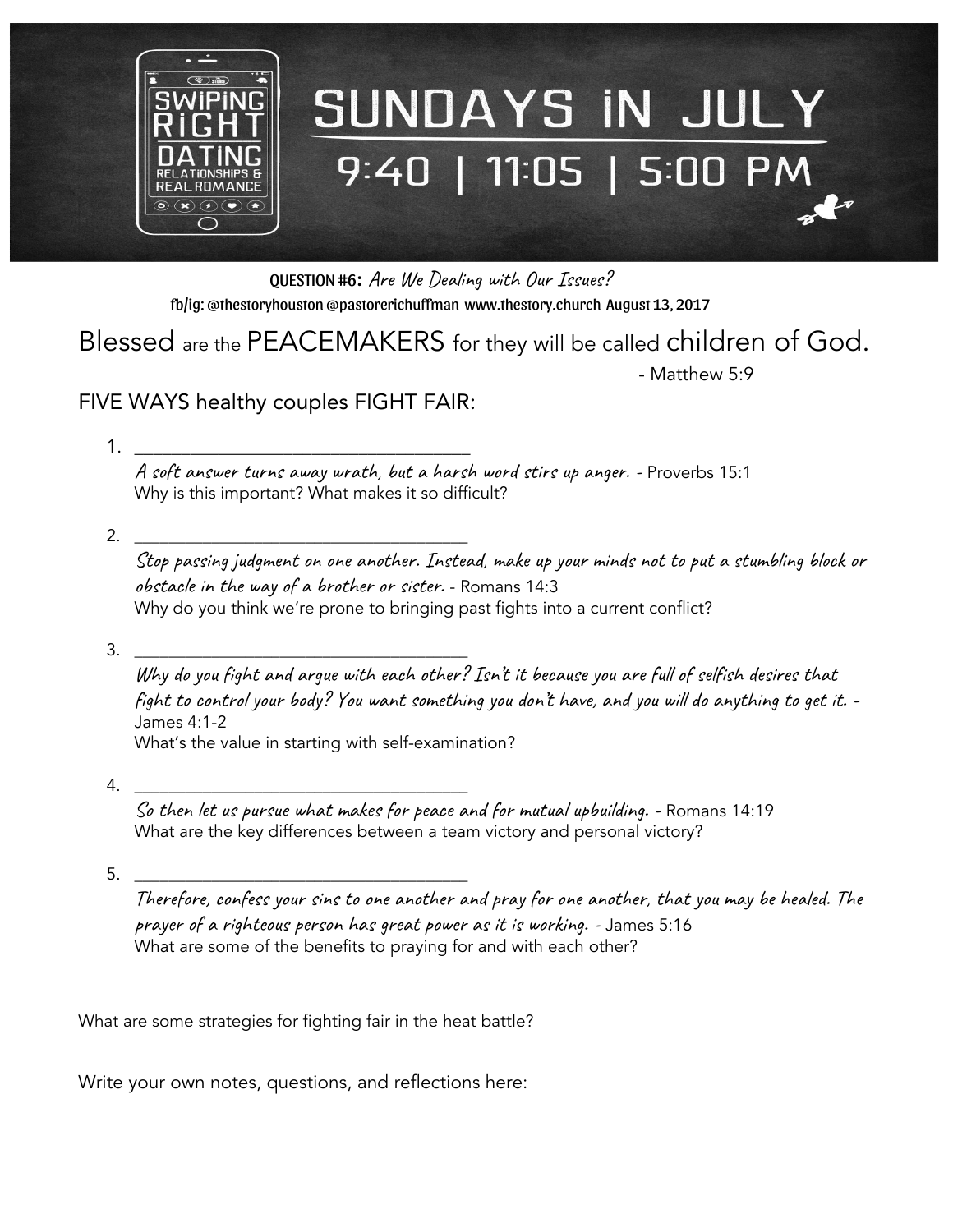# SWIPING RIGHT — DATING, RELATIONSHIPS & REAL ROMANCE

## SUNDAYS IN JULY

## 9:40 | 11:05 | 5:00 PM

**QUESTION #6:** *Are We Dealing with Our Issues?*

fb/ig: @thestoryhouston @pastorerichuffman www.thestory.church August 13, 2017

Blessed are the PEACEMAKERS for they will be called children of God.

- Matthew 5:9

FIVE WAYS healthy couples FIGHT FAIR:

1. ______________________________________
   *A soft answer turns away wrath, but a harsh word stirs up anger.* - Proverbs 15:1
   Why is this important? What makes it so difficult?

2. ______________________________________
   *Stop passing judgment on one another. Instead, make up your minds not to put a stumbling block or obstacle in the way of a brother or sister.* - Romans 14:3
   Why do you think we're prone to bringing past fights into a current conflict?

3. ______________________________________
   *Why do you fight and argue with each other? Isn't it because you are full of selfish desires that fight to control your body? You want something you don't have, and you will do anything to get it.* - James 4:1-2
   What's the value in starting with self-examination?

4. ______________________________________
   *So then let us pursue what makes for peace and for mutual upbuilding.* - Romans 14:19
   What are the key differences between a team victory and personal victory?

5. ______________________________________
   *Therefore, confess your sins to one another and pray for one another, that you may be healed. The prayer of a righteous person has great power as it is working.* - James 5:16
   What are some of the benefits to praying for and with each other?

What are some strategies for fighting fair in the heat battle?

Write your own notes, questions, and reflections here: